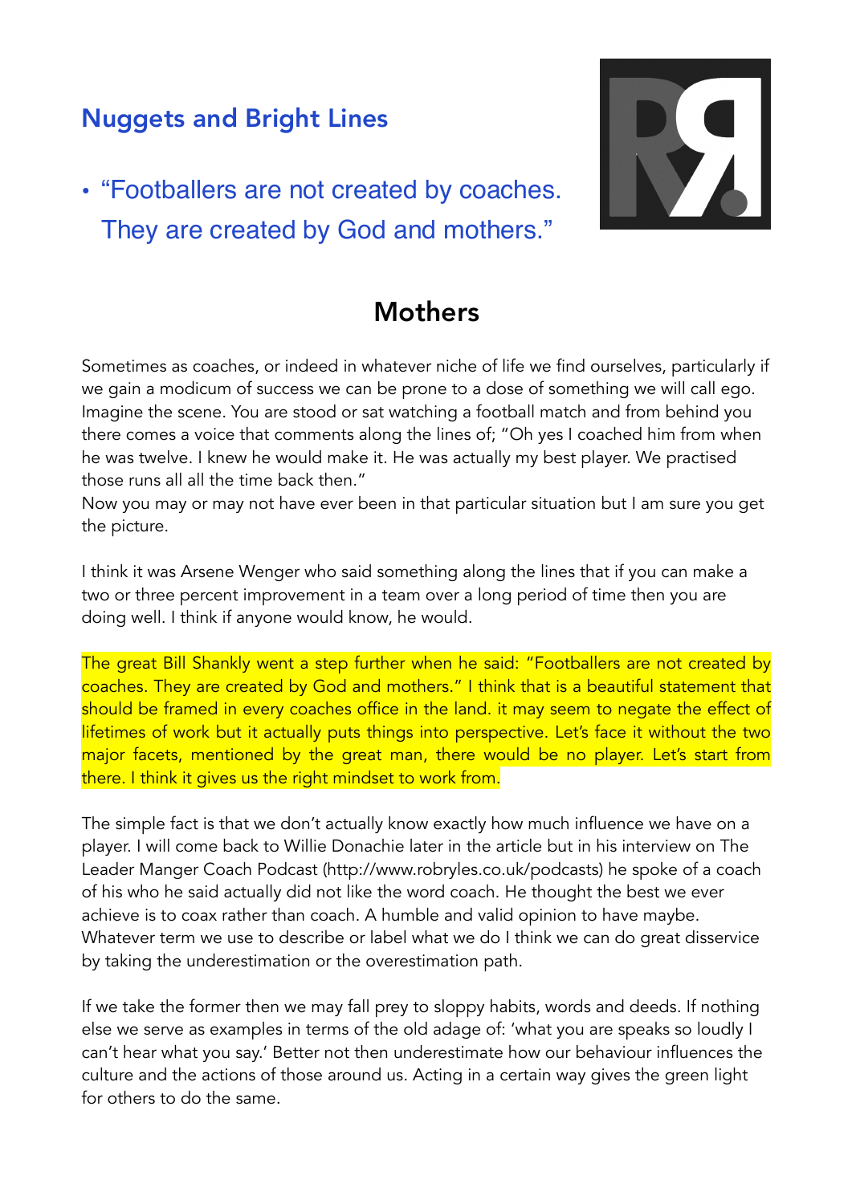## Nuggets and Bright Lines

- "Footballers are not created by coaches. They are created by God and mothers."

# Mothers

Sometimes as coaches, or indeed in whatever niche of life we find ourselves, particularly if we gain a modicum of success we can be prone to a dose of something we will call ego. Imagine the scene. You are stood or sat watching a football match and from behind you there comes a voice that comments along the lines of; "Oh yes I coached him from when he was twelve. I knew he would make it. He was actually my best player. We practised those runs all all the time back then."
Now you may or may not have ever been in that particular situation but I am sure you get the picture.

I think it was Arsene Wenger who said something along the lines that if you can make a two or three percent improvement in a team over a long period of time then you are doing well. I think if anyone would know, he would.

The great Bill Shankly went a step further when he said: "Footballers are not created by coaches. They are created by God and mothers." I think that is a beautiful statement that should be framed in every coaches office in the land. it may seem to negate the effect of lifetimes of work but it actually puts things into perspective. Let's face it without the two major facets, mentioned by the great man, there would be no player. Let's start from there. I think it gives us the right mindset to work from.

The simple fact is that we don't actually know exactly how much influence we have on a player. I will come back to Willie Donachie later in the article but in his interview on The Leader Manger Coach Podcast (http://www.robryles.co.uk/podcasts) he spoke of a coach of his who he said actually did not like the word coach. He thought the best we ever achieve is to coax rather than coach. A humble and valid opinion to have maybe. Whatever term we use to describe or label what we do I think we can do great disservice by taking the underestimation or the overestimation path.

If we take the former then we may fall prey to sloppy habits, words and deeds. If nothing else we serve as examples in terms of the old adage of: 'what you are speaks so loudly I can't hear what you say.' Better not then underestimate how our behaviour influences the culture and the actions of those around us. Acting in a certain way gives the green light for others to do the same.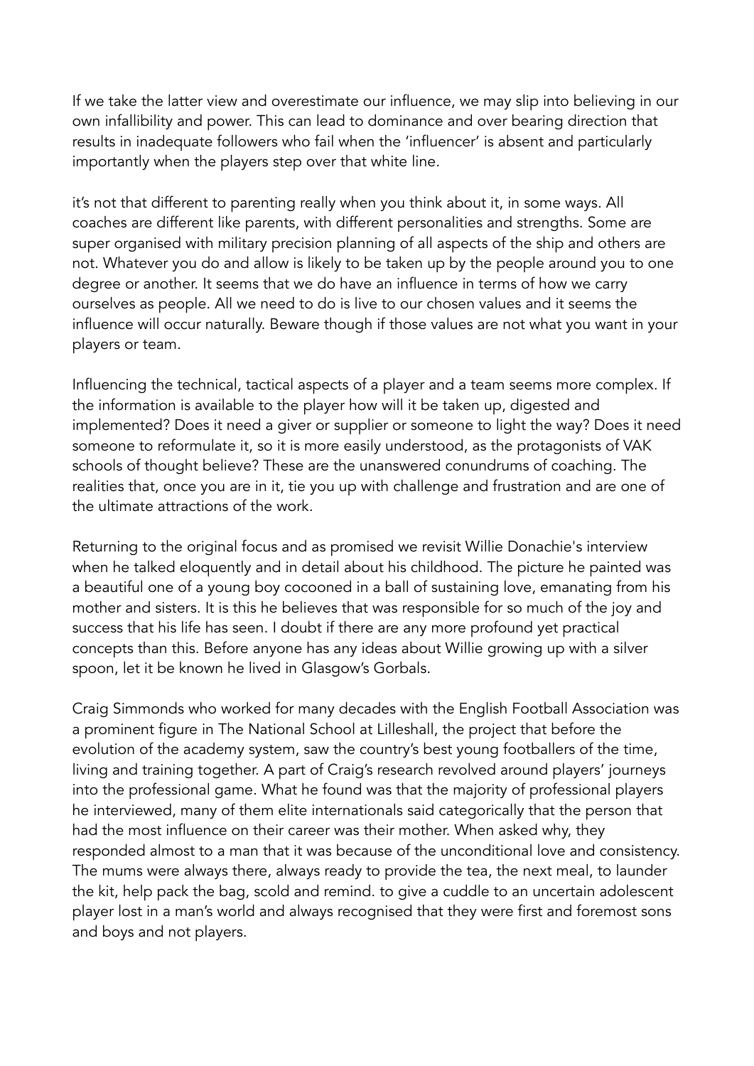If we take the latter view and overestimate our influence, we may slip into believing in our own infallibility and power. This can lead to dominance and over bearing direction that results in inadequate followers who fail when the 'influencer' is absent and particularly importantly when the players step over that white line.

it's not that different to parenting really when you think about it, in some ways. All coaches are different like parents, with different personalities and strengths. Some are super organised with military precision planning of all aspects of the ship and others are not. Whatever you do and allow is likely to be taken up by the people around you to one degree or another. It seems that we do have an influence in terms of how we carry ourselves as people. All we need to do is live to our chosen values and it seems the influence will occur naturally. Beware though if those values are not what you want in your players or team.

Influencing the technical, tactical aspects of a player and a team seems more complex. If the information is available to the player how will it be taken up, digested and implemented? Does it need a giver or supplier or someone to light the way? Does it need someone to reformulate it, so it is more easily understood, as the protagonists of VAK schools of thought believe? These are the unanswered conundrums of coaching. The realities that, once you are in it, tie you up with challenge and frustration and are one of the ultimate attractions of the work.

Returning to the original focus and as promised we revisit Willie Donachie's interview when he talked eloquently and in detail about his childhood. The picture he painted was a beautiful one of a young boy cocooned in a ball of sustaining love, emanating from his mother and sisters. It is this he believes that was responsible for so much of the joy and success that his life has seen. I doubt if there are any more profound yet practical concepts than this. Before anyone has any ideas about Willie growing up with a silver spoon, let it be known he lived in Glasgow's Gorbals.

Craig Simmonds who worked for many decades with the English Football Association was a prominent figure in The National School at Lilleshall, the project that before the evolution of the academy system, saw the country's best young footballers of the time, living and training together. A part of Craig's research revolved around players' journeys into the professional game. What he found was that the majority of professional players he interviewed, many of them elite internationals said categorically that the person that had the most influence on their career was their mother. When asked why, they responded almost to a man that it was because of the unconditional love and consistency. The mums were always there, always ready to provide the tea, the next meal, to launder the kit, help pack the bag, scold and remind. to give a cuddle to an uncertain adolescent player lost in a man's world and always recognised that they were first and foremost sons and boys and not players.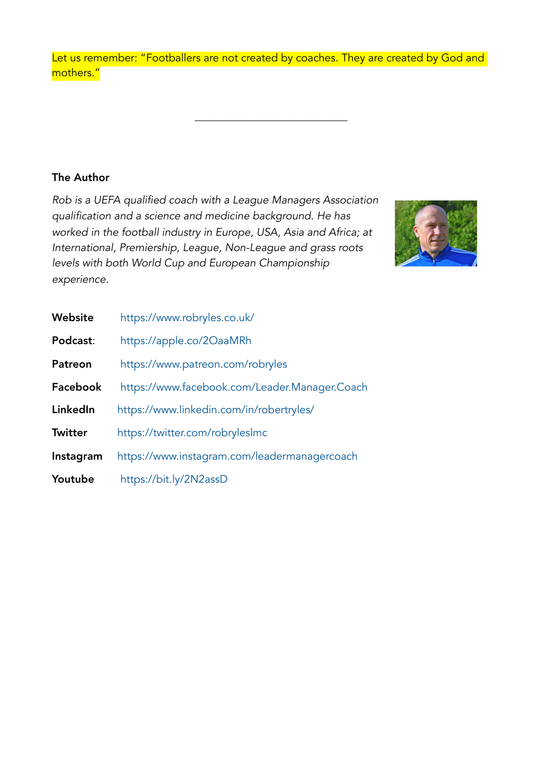Let us remember: "Footballers are not created by coaches. They are created by God and mothers."

---

**The Author**

*Rob is a UEFA qualified coach with a League Managers Association qualification and a science and medicine background. He has worked in the football industry in Europe, USA, Asia and Africa; at International, Premiership, League, Non-League and grass roots levels with both World Cup and European Championship experience.*

| | |
|---|---|
| **Website** | https://www.robryles.co.uk/ |
| **Podcast**: | https://apple.co/2OaaMRh |
| **Patreon** | https://www.patreon.com/robryles |
| **Facebook** | https://www.facebook.com/Leader.Manager.Coach |
| **LinkedIn** | https://www.linkedin.com/in/robertryles/ |
| **Twitter** | https://twitter.com/robryleslmc |
| **Instagram** | https://www.instagram.com/leadermanagercoach |
| **Youtube** | https://bit.ly/2N2assD |